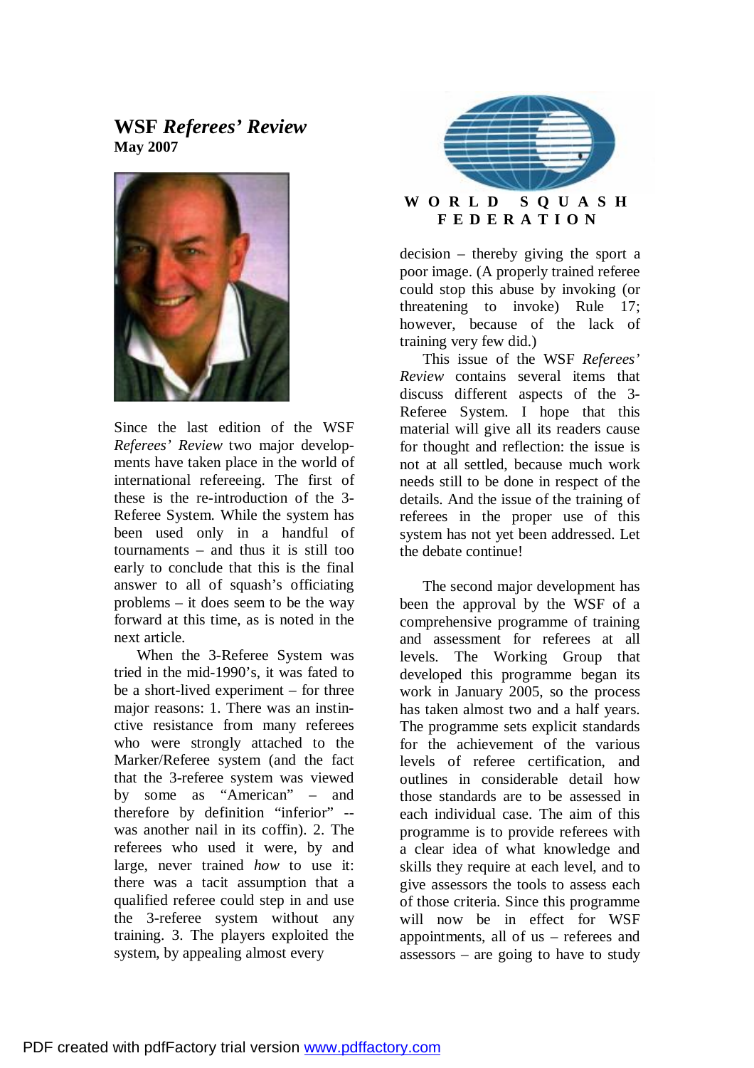# WSF *Referees' Review*

**May 2007**

WORLD SQUASH FEDERATION

Since the last edition of the WSF *Referees' Review* two major developments have taken place in the world of international refereeing. The first of these is the re-introduction of the 3-Referee System. While the system has been used only in a handful of tournaments – and thus it is still too early to conclude that this is the final answer to all of squash's officiating problems – it does seem to be the way forward at this time, as is noted in the next article.

When the 3-Referee System was tried in the mid-1990's, it was fated to be a short-lived experiment – for three major reasons: 1. There was an instinctive resistance from many referees who were strongly attached to the Marker/Referee system (and the fact that the 3-referee system was viewed by some as "American" – and therefore by definition "inferior" -- was another nail in its coffin). 2. The referees who used it were, by and large, never trained *how* to use it: there was a tacit assumption that a qualified referee could step in and use the 3-referee system without any training. 3. The players exploited the system, by appealing almost every decision – thereby giving the sport a poor image. (A properly trained referee could stop this abuse by invoking (or threatening to invoke) Rule 17; however, because of the lack of training very few did.)

This issue of the WSF *Referees' Review* contains several items that discuss different aspects of the 3-Referee System. I hope that this material will give all its readers cause for thought and reflection: the issue is not at all settled, because much work needs still to be done in respect of the details. And the issue of the training of referees in the proper use of this system has not yet been addressed. Let the debate continue!

The second major development has been the approval by the WSF of a comprehensive programme of training and assessment for referees at all levels. The Working Group that developed this programme began its work in January 2005, so the process has taken almost two and a half years. The programme sets explicit standards for the achievement of the various levels of referee certification, and outlines in considerable detail how those standards are to be assessed in each individual case. The aim of this programme is to provide referees with a clear idea of what knowledge and skills they require at each level, and to give assessors the tools to assess each of those criteria. Since this programme will now be in effect for WSF appointments, all of us – referees and assessors – are going to have to study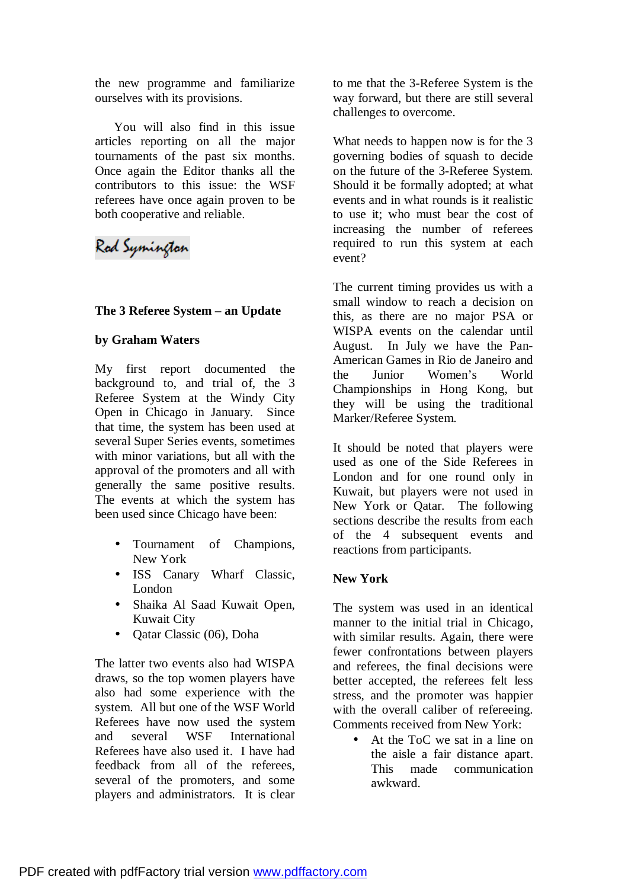the new programme and familiarize ourselves with its provisions.

You will also find in this issue articles reporting on all the major tournaments of the past six months. Once again the Editor thanks all the contributors to this issue: the WSF referees have once again proven to be both cooperative and reliable.

Rod Symington

**The 3 Referee System – an Update**

**by Graham Waters**

My first report documented the background to, and trial of, the 3 Referee System at the Windy City Open in Chicago in January. Since that time, the system has been used at several Super Series events, sometimes with minor variations, but all with the approval of the promoters and all with generally the same positive results. The events at which the system has been used since Chicago have been:

- Tournament of Champions, New York
- ISS Canary Wharf Classic, London
- Shaika Al Saad Kuwait Open, Kuwait City
- Qatar Classic (06), Doha

The latter two events also had WISPA draws, so the top women players have also had some experience with the system. All but one of the WSF World Referees have now used the system and several WSF International Referees have also used it. I have had feedback from all of the referees, several of the promoters, and some players and administrators. It is clear to me that the 3-Referee System is the way forward, but there are still several challenges to overcome.

What needs to happen now is for the 3 governing bodies of squash to decide on the future of the 3-Referee System. Should it be formally adopted; at what events and in what rounds is it realistic to use it; who must bear the cost of increasing the number of referees required to run this system at each event?

The current timing provides us with a small window to reach a decision on this, as there are no major PSA or WISPA events on the calendar until August. In July we have the Pan-American Games in Rio de Janeiro and the Junior Women's World Championships in Hong Kong, but they will be using the traditional Marker/Referee System.

It should be noted that players were used as one of the Side Referees in London and for one round only in Kuwait, but players were not used in New York or Qatar. The following sections describe the results from each of the 4 subsequent events and reactions from participants.

**New York**

The system was used in an identical manner to the initial trial in Chicago, with similar results. Again, there were fewer confrontations between players and referees, the final decisions were better accepted, the referees felt less stress, and the promoter was happier with the overall caliber of refereeing. Comments received from New York:

- At the ToC we sat in a line on the aisle a fair distance apart. This made communication awkward.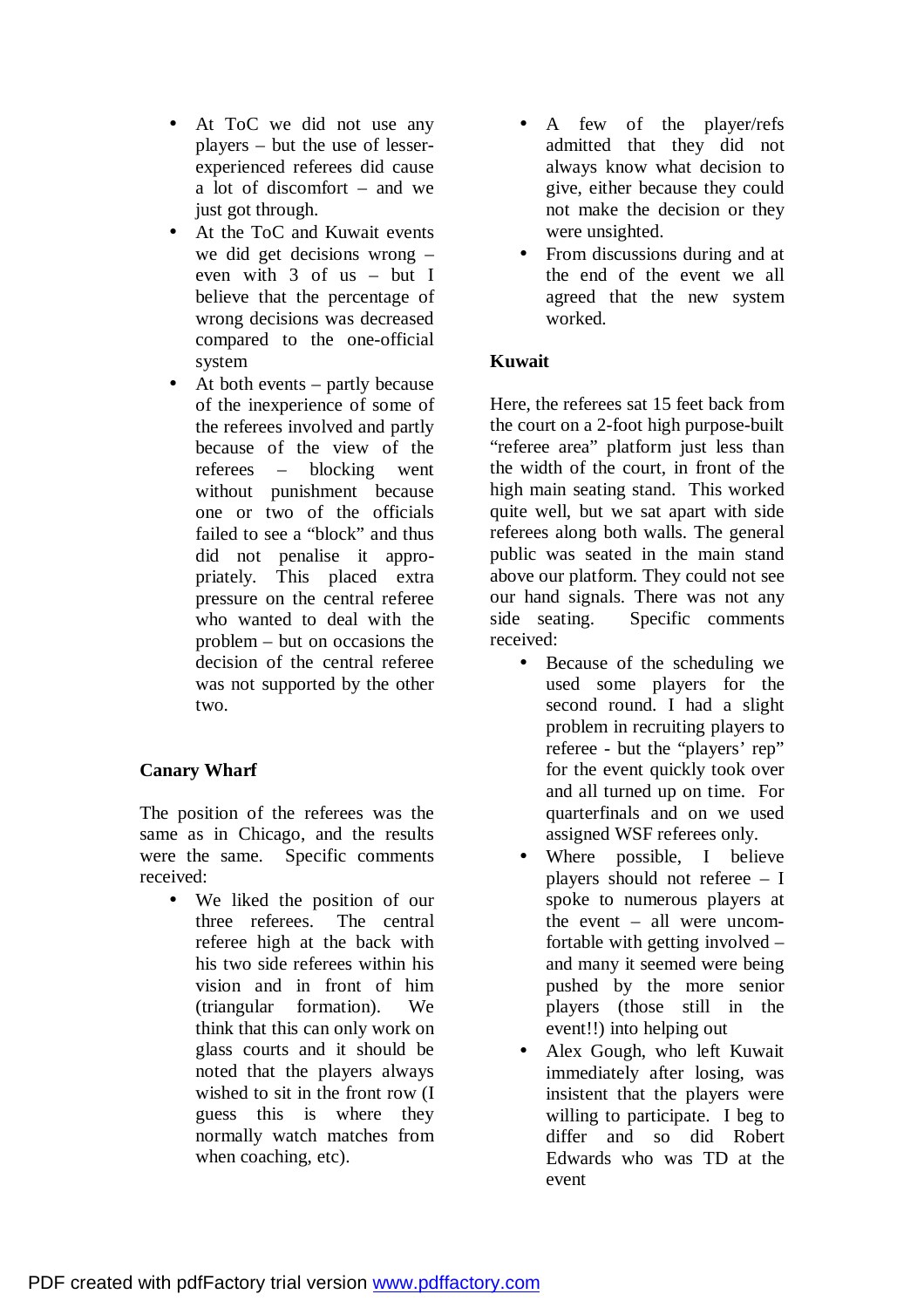- At ToC we did not use any players – but the use of lesser-experienced referees did cause a lot of discomfort – and we just got through.
- At the ToC and Kuwait events we did get decisions wrong – even with 3 of us – but I believe that the percentage of wrong decisions was decreased compared to the one-official system
- At both events – partly because of the inexperience of some of the referees involved and partly because of the view of the referees – blocking went without punishment because one or two of the officials failed to see a "block" and thus did not penalise it appropriately. This placed extra pressure on the central referee who wanted to deal with the problem – but on occasions the decision of the central referee was not supported by the other two.

**Canary Wharf**

The position of the referees was the same as in Chicago, and the results were the same. Specific comments received:

- We liked the position of our three referees. The central referee high at the back with his two side referees within his vision and in front of him (triangular formation). We think that this can only work on glass courts and it should be noted that the players always wished to sit in the front row (I guess this is where they normally watch matches from when coaching, etc).
- A few of the player/refs admitted that they did not always know what decision to give, either because they could not make the decision or they were unsighted.
- From discussions during and at the end of the event we all agreed that the new system worked.

**Kuwait**

Here, the referees sat 15 feet back from the court on a 2-foot high purpose-built "referee area" platform just less than the width of the court, in front of the high main seating stand. This worked quite well, but we sat apart with side referees along both walls. The general public was seated in the main stand above our platform. They could not see our hand signals. There was not any side seating. Specific comments received:

- Because of the scheduling we used some players for the second round. I had a slight problem in recruiting players to referee - but the "players' rep" for the event quickly took over and all turned up on time. For quarterfinals and on we used assigned WSF referees only.
- Where possible, I believe players should not referee – I spoke to numerous players at the event – all were uncomfortable with getting involved – and many it seemed were being pushed by the more senior players (those still in the event!!) into helping out
- Alex Gough, who left Kuwait immediately after losing, was insistent that the players were willing to participate. I beg to differ and so did Robert Edwards who was TD at the event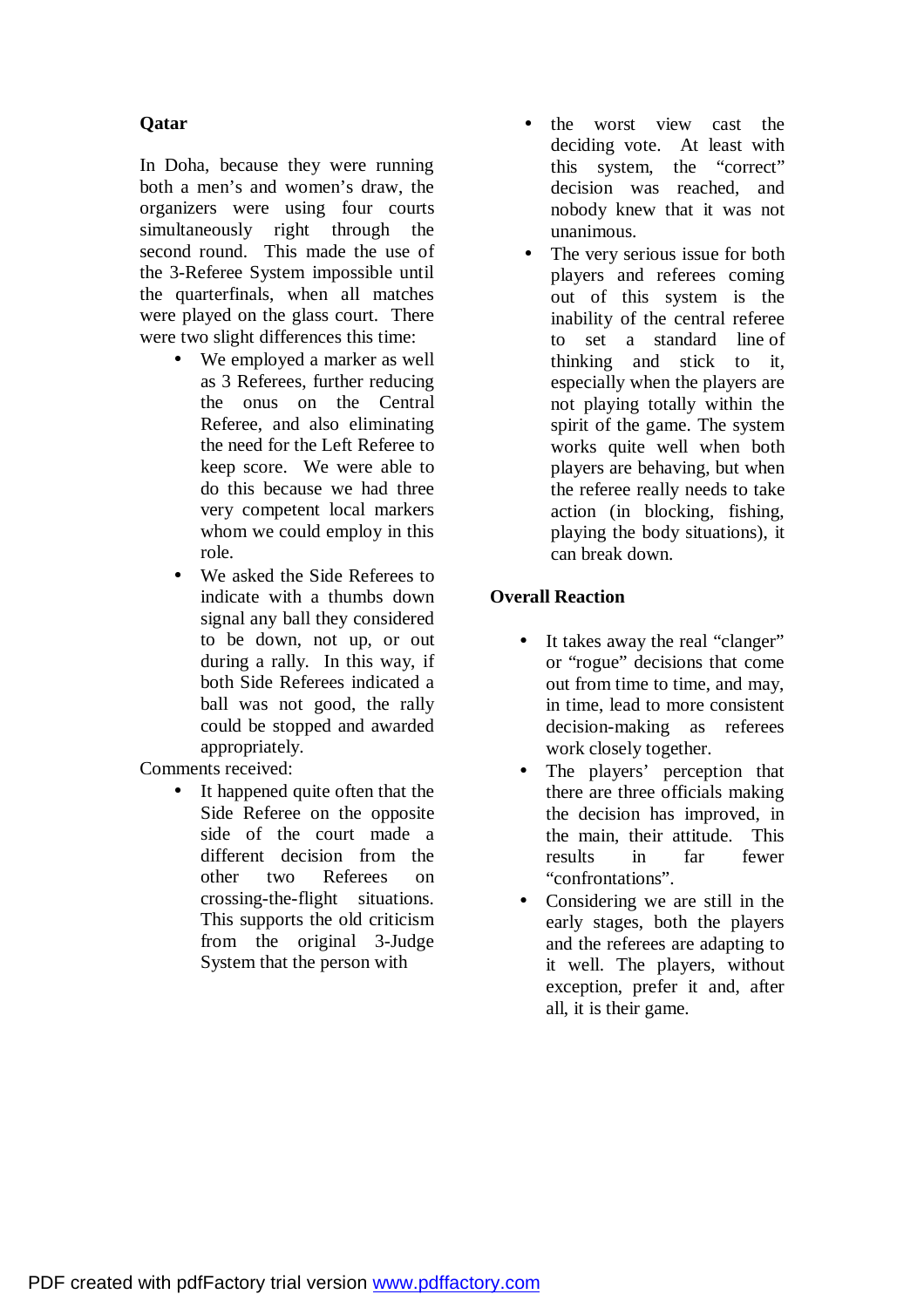### Qatar

In Doha, because they were running both a men's and women's draw, the organizers were using four courts simultaneously right through the second round. This made the use of the 3-Referee System impossible until the quarterfinals, when all matches were played on the glass court. There were two slight differences this time:

- We employed a marker as well as 3 Referees, further reducing the onus on the Central Referee, and also eliminating the need for the Left Referee to keep score. We were able to do this because we had three very competent local markers whom we could employ in this role.
- We asked the Side Referees to indicate with a thumbs down signal any ball they considered to be down, not up, or out during a rally. In this way, if both Side Referees indicated a ball was not good, the rally could be stopped and awarded appropriately.

Comments received:

- It happened quite often that the Side Referee on the opposite side of the court made a different decision from the other two Referees on crossing-the-flight situations. This supports the old criticism from the original 3-Judge System that the person with the worst view cast the deciding vote. At least with this system, the "correct" decision was reached, and nobody knew that it was not unanimous.
- The very serious issue for both players and referees coming out of this system is the inability of the central referee to set a standard line of thinking and stick to it, especially when the players are not playing totally within the spirit of the game. The system works quite well when both players are behaving, but when the referee really needs to take action (in blocking, fishing, playing the body situations), it can break down.

### Overall Reaction

- It takes away the real "clanger" or "rogue" decisions that come out from time to time, and may, in time, lead to more consistent decision-making as referees work closely together.
- The players' perception that there are three officials making the decision has improved, in the main, their attitude. This results in far fewer "confrontations".
- Considering we are still in the early stages, both the players and the referees are adapting to it well. The players, without exception, prefer it and, after all, it is their game.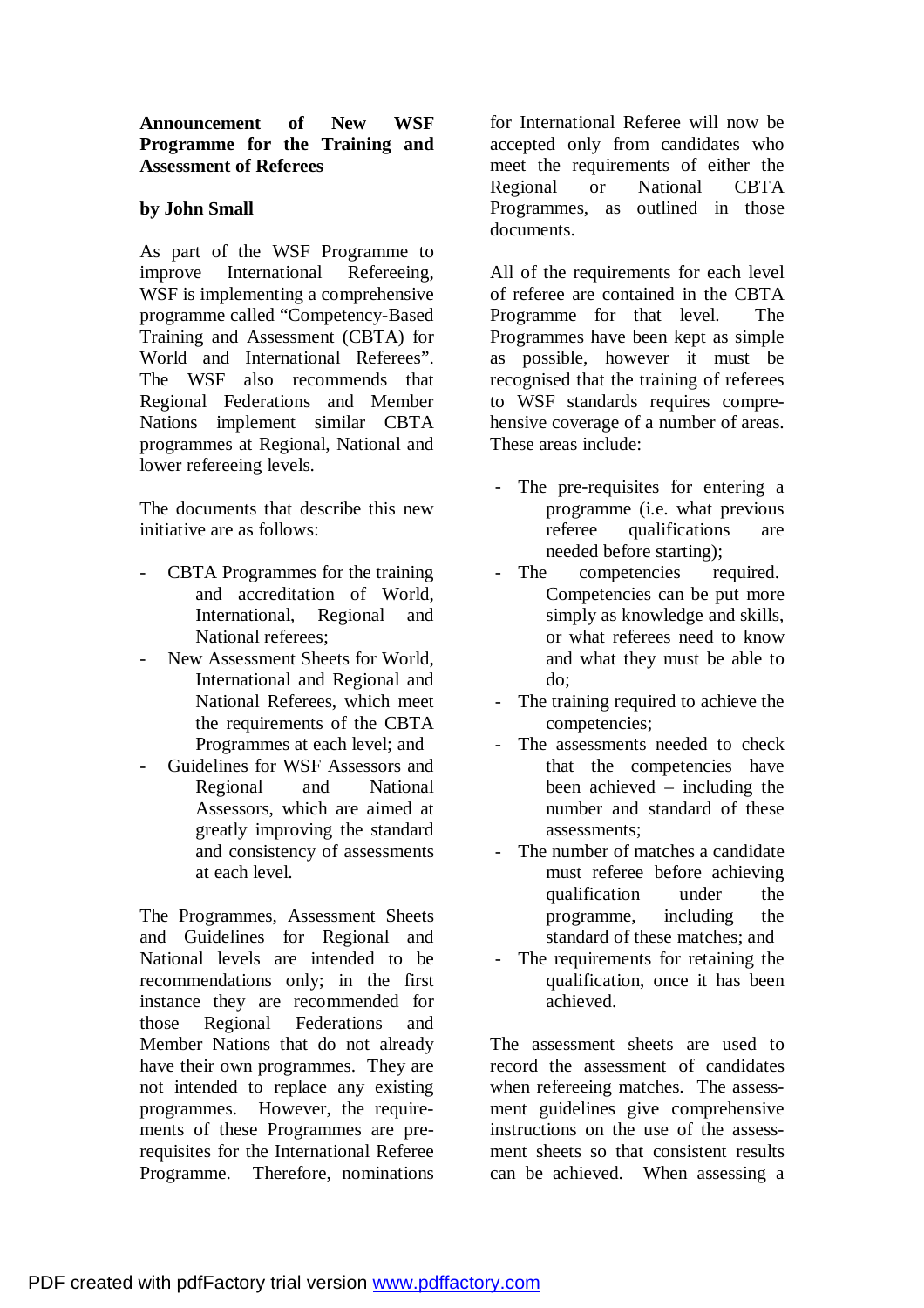**Announcement of New WSF Programme for the Training and Assessment of Referees**

**by John Small**

As part of the WSF Programme to improve International Refereeing, WSF is implementing a comprehensive programme called "Competency-Based Training and Assessment (CBTA) for World and International Referees". The WSF also recommends that Regional Federations and Member Nations implement similar CBTA programmes at Regional, National and lower refereeing levels.

The documents that describe this new initiative are as follows:

- CBTA Programmes for the training and accreditation of World, International, Regional and National referees;
- New Assessment Sheets for World, International and Regional and National Referees, which meet the requirements of the CBTA Programmes at each level; and
- Guidelines for WSF Assessors and Regional and National Assessors, which are aimed at greatly improving the standard and consistency of assessments at each level.

The Programmes, Assessment Sheets and Guidelines for Regional and National levels are intended to be recommendations only; in the first instance they are recommended for those Regional Federations and Member Nations that do not already have their own programmes. They are not intended to replace any existing programmes. However, the requirements of these Programmes are pre-requisites for the International Referee Programme. Therefore, nominations for International Referee will now be accepted only from candidates who meet the requirements of either the Regional or National CBTA Programmes, as outlined in those documents.

All of the requirements for each level of referee are contained in the CBTA Programme for that level. The Programmes have been kept as simple as possible, however it must be recognised that the training of referees to WSF standards requires comprehensive coverage of a number of areas. These areas include:

- The pre-requisites for entering a programme (i.e. what previous referee qualifications are needed before starting);
- The competencies required. Competencies can be put more simply as knowledge and skills, or what referees need to know and what they must be able to do;
- The training required to achieve the competencies;
- The assessments needed to check that the competencies have been achieved – including the number and standard of these assessments;
- The number of matches a candidate must referee before achieving qualification under the programme, including the standard of these matches; and
- The requirements for retaining the qualification, once it has been achieved.

The assessment sheets are used to record the assessment of candidates when refereeing matches. The assessment guidelines give comprehensive instructions on the use of the assessment sheets so that consistent results can be achieved. When assessing a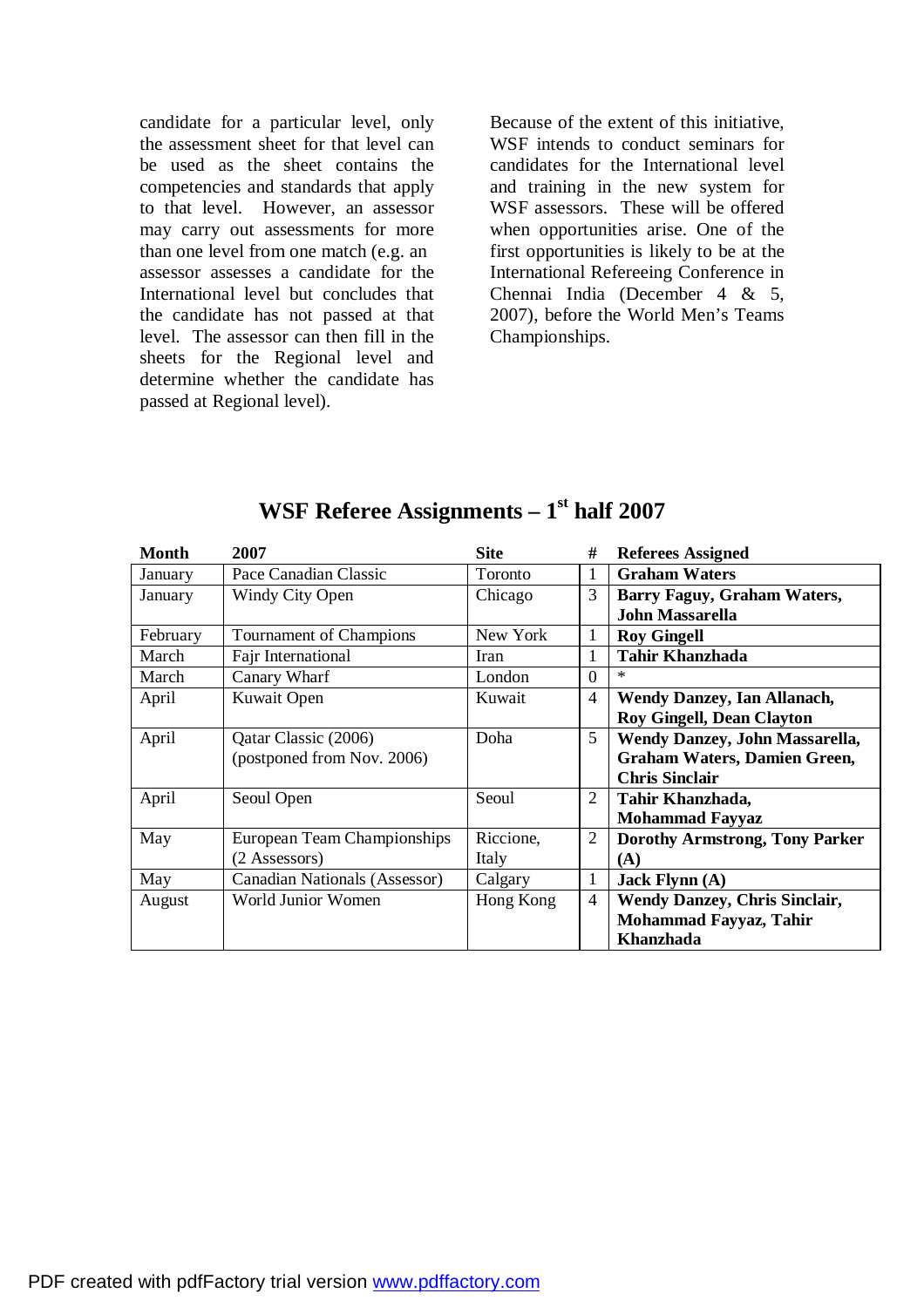candidate for a particular level, only the assessment sheet for that level can be used as the sheet contains the competencies and standards that apply to that level. However, an assessor may carry out assessments for more than one level from one match (e.g. an assessor assesses a candidate for the International level but concludes that the candidate has not passed at that level. The assessor can then fill in the sheets for the Regional level and determine whether the candidate has passed at Regional level).

Because of the extent of this initiative, WSF intends to conduct seminars for candidates for the International level and training in the new system for WSF assessors. These will be offered when opportunities arise. One of the first opportunities is likely to be at the International Refereeing Conference in Chennai India (December 4 & 5, 2007), before the World Men's Teams Championships.

## WSF Referee Assignments – 1st half 2007

| Month | 2007 | Site | # | Referees Assigned |
|---|---|---|---|---|
| January | Pace Canadian Classic | Toronto | 1 | **Graham Waters** |
| January | Windy City Open | Chicago | 3 | **Barry Faguy, Graham Waters, John Massarella** |
| February | Tournament of Champions | New York | 1 | **Roy Gingell** |
| March | Fajr International | Iran | 1 | **Tahir Khanzhada** |
| March | Canary Wharf | London | 0 | * |
| April | Kuwait Open | Kuwait | 4 | **Wendy Danzey, Ian Allanach, Roy Gingell, Dean Clayton** |
| April | Qatar Classic (2006) (postponed from Nov. 2006) | Doha | 5 | **Wendy Danzey, John Massarella, Graham Waters, Damien Green, Chris Sinclair** |
| April | Seoul Open | Seoul | 2 | **Tahir Khanzhada, Mohammad Fayyaz** |
| May | European Team Championships (2 Assessors) | Riccione, Italy | 2 | **Dorothy Armstrong, Tony Parker (A)** |
| May | Canadian Nationals (Assessor) | Calgary | 1 | **Jack Flynn (A)** |
| August | World Junior Women | Hong Kong | 4 | **Wendy Danzey, Chris Sinclair, Mohammad Fayyaz, Tahir Khanzhada** |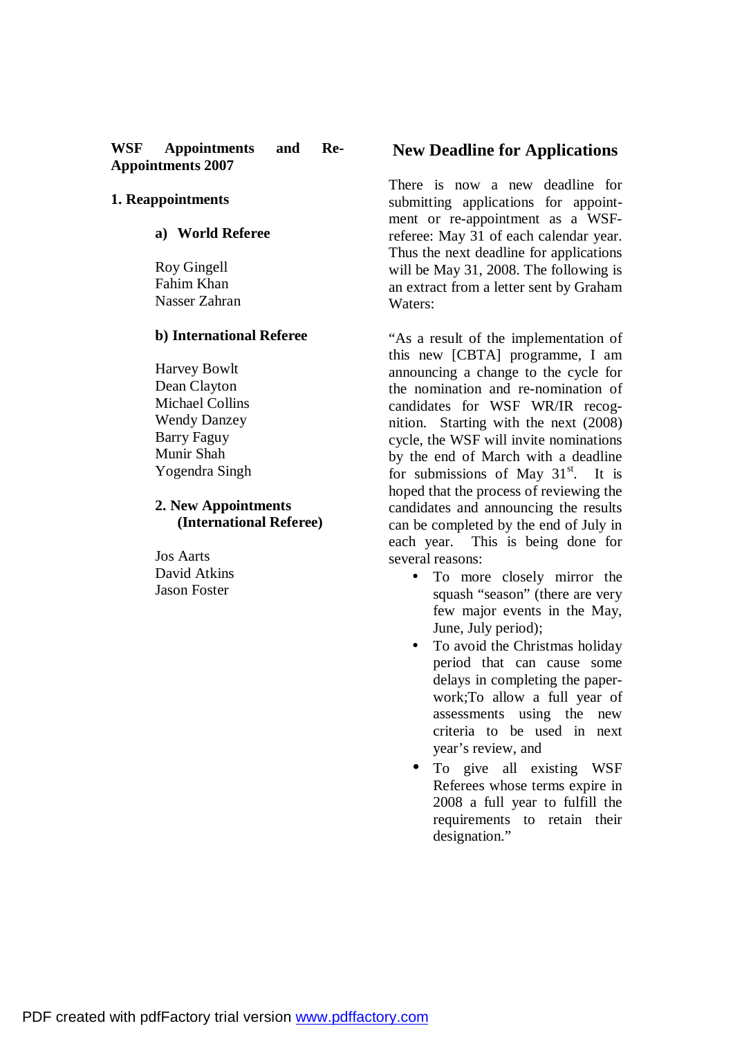## WSF Appointments and Re-Appointments 2007

### 1. Reappointments

#### a) World Referee

Roy Gingell
Fahim Khan
Nasser Zahran

#### b) International Referee

Harvey Bowlt
Dean Clayton
Michael Collins
Wendy Danzey
Barry Faguy
Munir Shah
Yogendra Singh

### 2. New Appointments (International Referee)

Jos Aarts
David Atkins
Jason Foster

## New Deadline for Applications

There is now a new deadline for submitting applications for appointment or re-appointment as a WSF-referee: May 31 of each calendar year. Thus the next deadline for applications will be May 31, 2008. The following is an extract from a letter sent by Graham Waters:

"As a result of the implementation of this new [CBTA] programme, I am announcing a change to the cycle for the nomination and re-nomination of candidates for WSF WR/IR recognition. Starting with the next (2008) cycle, the WSF will invite nominations by the end of March with a deadline for submissions of May 31st. It is hoped that the process of reviewing the candidates and announcing the results can be completed by the end of July in each year. This is being done for several reasons:

- To more closely mirror the squash "season" (there are very few major events in the May, June, July period);
- To avoid the Christmas holiday period that can cause some delays in completing the paperwork;To allow a full year of assessments using the new criteria to be used in next year's review, and
- To give all existing WSF Referees whose terms expire in 2008 a full year to fulfill the requirements to retain their designation."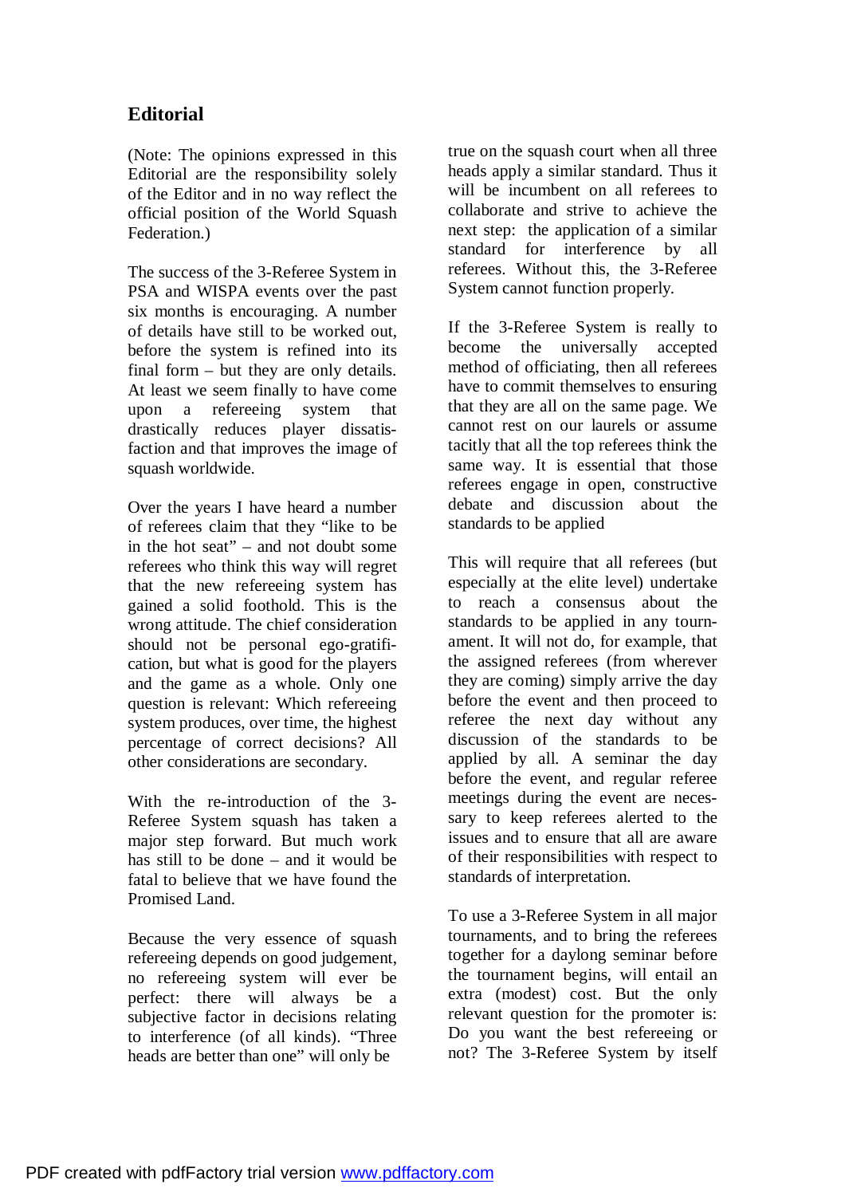## Editorial

(Note: The opinions expressed in this Editorial are the responsibility solely of the Editor and in no way reflect the official position of the World Squash Federation.)

The success of the 3-Referee System in PSA and WISPA events over the past six months is encouraging. A number of details have still to be worked out, before the system is refined into its final form – but they are only details. At least we seem finally to have come upon a refereeing system that drastically reduces player dissatisfaction and that improves the image of squash worldwide.

Over the years I have heard a number of referees claim that they "like to be in the hot seat" – and not doubt some referees who think this way will regret that the new refereeing system has gained a solid foothold. This is the wrong attitude. The chief consideration should not be personal ego-gratification, but what is good for the players and the game as a whole. Only one question is relevant: Which refereeing system produces, over time, the highest percentage of correct decisions? All other considerations are secondary.

With the re-introduction of the 3-Referee System squash has taken a major step forward. But much work has still to be done – and it would be fatal to believe that we have found the Promised Land.

Because the very essence of squash refereeing depends on good judgement, no refereeing system will ever be perfect: there will always be a subjective factor in decisions relating to interference (of all kinds). "Three heads are better than one" will only be true on the squash court when all three heads apply a similar standard. Thus it will be incumbent on all referees to collaborate and strive to achieve the next step: the application of a similar standard for interference by all referees. Without this, the 3-Referee System cannot function properly.

If the 3-Referee System is really to become the universally accepted method of officiating, then all referees have to commit themselves to ensuring that they are all on the same page. We cannot rest on our laurels or assume tacitly that all the top referees think the same way. It is essential that those referees engage in open, constructive debate and discussion about the standards to be applied

This will require that all referees (but especially at the elite level) undertake to reach a consensus about the standards to be applied in any tournament. It will not do, for example, that the assigned referees (from wherever they are coming) simply arrive the day before the event and then proceed to referee the next day without any discussion of the standards to be applied by all. A seminar the day before the event, and regular referee meetings during the event are necessary to keep referees alerted to the issues and to ensure that all are aware of their responsibilities with respect to standards of interpretation.

To use a 3-Referee System in all major tournaments, and to bring the referees together for a daylong seminar before the tournament begins, will entail an extra (modest) cost. But the only relevant question for the promoter is: Do you want the best refereeing or not? The 3-Referee System by itself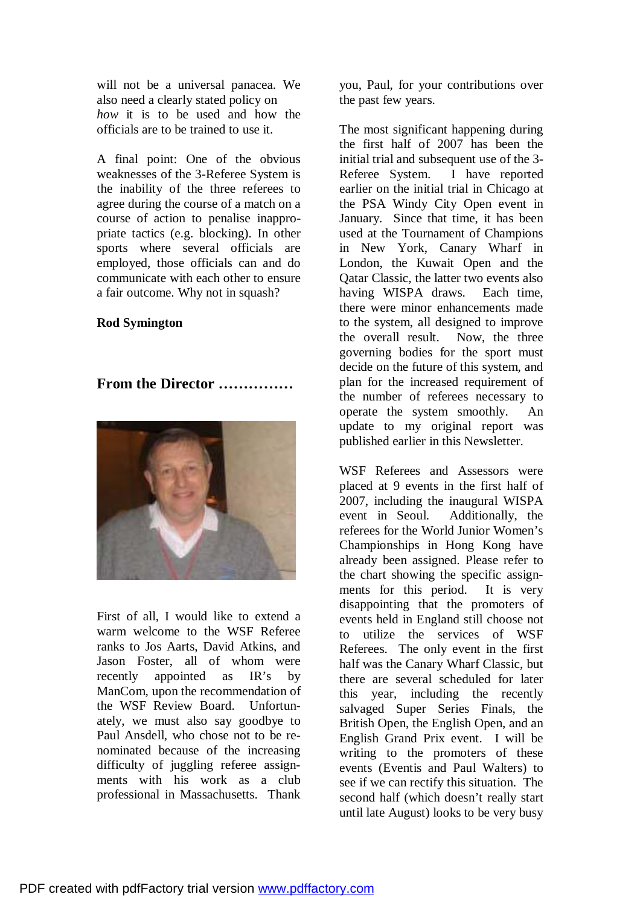will not be a universal panacea. We also need a clearly stated policy on *how* it is to be used and how the officials are to be trained to use it.

A final point: One of the obvious weaknesses of the 3-Referee System is the inability of the three referees to agree during the course of a match on a course of action to penalise inappropriate tactics (e.g. blocking). In other sports where several officials are employed, those officials can and do communicate with each other to ensure a fair outcome. Why not in squash?

**Rod Symington**

## From the Director ……………

First of all, I would like to extend a warm welcome to the WSF Referee ranks to Jos Aarts, David Atkins, and Jason Foster, all of whom were recently appointed as IR's by ManCom, upon the recommendation of the WSF Review Board. Unfortunately, we must also say goodbye to Paul Ansdell, who chose not to be re-nominated because of the increasing difficulty of juggling referee assignments with his work as a club professional in Massachusetts. Thank you, Paul, for your contributions over the past few years.

The most significant happening during the first half of 2007 has been the initial trial and subsequent use of the 3-Referee System. I have reported earlier on the initial trial in Chicago at the PSA Windy City Open event in January. Since that time, it has been used at the Tournament of Champions in New York, Canary Wharf in London, the Kuwait Open and the Qatar Classic, the latter two events also having WISPA draws. Each time, there were minor enhancements made to the system, all designed to improve the overall result. Now, the three governing bodies for the sport must decide on the future of this system, and plan for the increased requirement of the number of referees necessary to operate the system smoothly. An update to my original report was published earlier in this Newsletter.

WSF Referees and Assessors were placed at 9 events in the first half of 2007, including the inaugural WISPA event in Seoul. Additionally, the referees for the World Junior Women's Championships in Hong Kong have already been assigned. Please refer to the chart showing the specific assignments for this period. It is very disappointing that the promoters of events held in England still choose not to utilize the services of WSF Referees. The only event in the first half was the Canary Wharf Classic, but there are several scheduled for later this year, including the recently salvaged Super Series Finals, the British Open, the English Open, and an English Grand Prix event. I will be writing to the promoters of these events (Eventis and Paul Walters) to see if we can rectify this situation. The second half (which doesn't really start until late August) looks to be very busy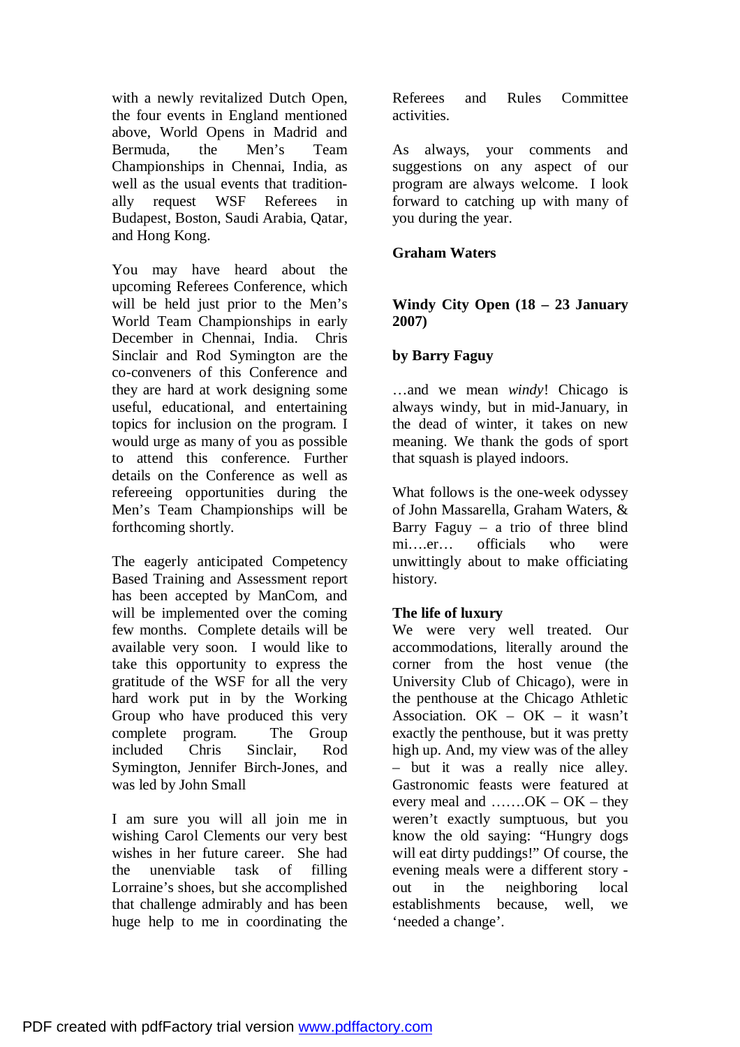with a newly revitalized Dutch Open, the four events in England mentioned above, World Opens in Madrid and Bermuda, the Men's Team Championships in Chennai, India, as well as the usual events that traditionally request WSF Referees in Budapest, Boston, Saudi Arabia, Qatar, and Hong Kong.

You may have heard about the upcoming Referees Conference, which will be held just prior to the Men's World Team Championships in early December in Chennai, India. Chris Sinclair and Rod Symington are the co-conveners of this Conference and they are hard at work designing some useful, educational, and entertaining topics for inclusion on the program. I would urge as many of you as possible to attend this conference. Further details on the Conference as well as refereeing opportunities during the Men's Team Championships will be forthcoming shortly.

The eagerly anticipated Competency Based Training and Assessment report has been accepted by ManCom, and will be implemented over the coming few months. Complete details will be available very soon. I would like to take this opportunity to express the gratitude of the WSF for all the very hard work put in by the Working Group who have produced this very complete program. The Group included Chris Sinclair, Rod Symington, Jennifer Birch-Jones, and was led by John Small

I am sure you will all join me in wishing Carol Clements our very best wishes in her future career. She had the unenviable task of filling Lorraine's shoes, but she accomplished that challenge admirably and has been huge help to me in coordinating the Referees and Rules Committee activities.

As always, your comments and suggestions on any aspect of our program are always welcome. I look forward to catching up with many of you during the year.

**Graham Waters**

## Windy City Open (18 – 23 January 2007)

**by Barry Faguy**

…and we mean *windy*! Chicago is always windy, but in mid-January, in the dead of winter, it takes on new meaning. We thank the gods of sport that squash is played indoors.

What follows is the one-week odyssey of John Massarella, Graham Waters, & Barry Faguy – a trio of three blind mi….er… officials who were unwittingly about to make officiating history.

### The life of luxury

We were very well treated. Our accommodations, literally around the corner from the host venue (the University Club of Chicago), were in the penthouse at the Chicago Athletic Association. OK – OK – it wasn't exactly the penthouse, but it was pretty high up. And, my view was of the alley – but it was a really nice alley. Gastronomic feasts were featured at every meal and …….OK – OK – they weren't exactly sumptuous, but you know the old saying: "Hungry dogs will eat dirty puddings!" Of course, the evening meals were a different story - out in the neighboring local establishments because, well, we 'needed a change'.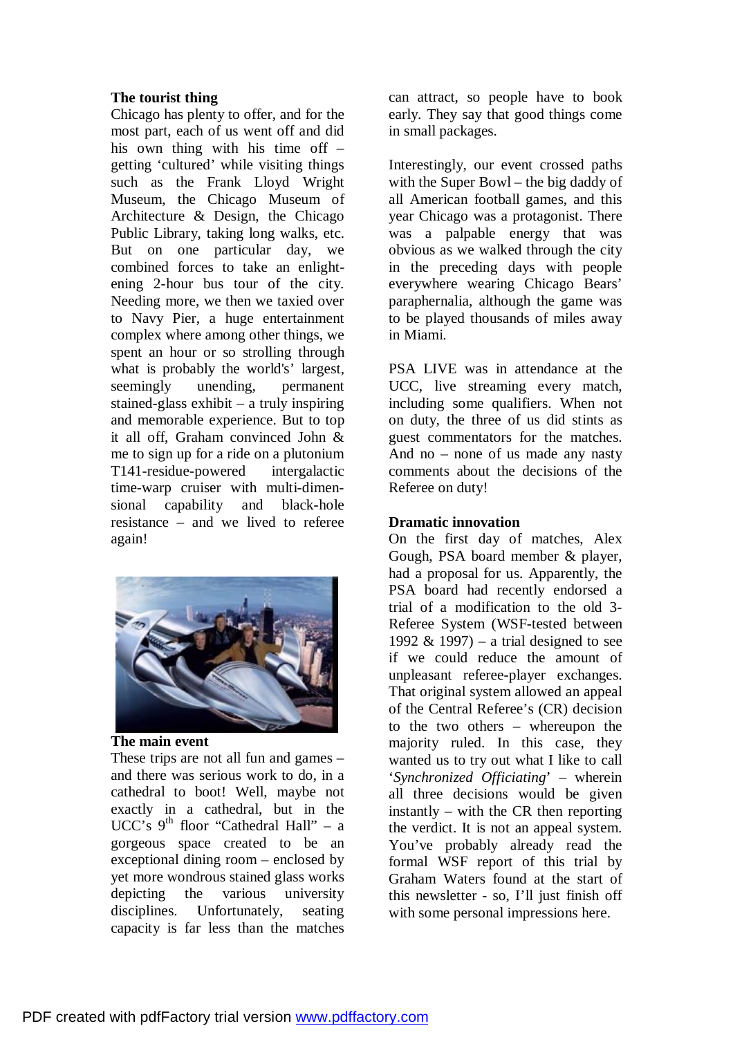### The tourist thing

Chicago has plenty to offer, and for the most part, each of us went off and did his own thing with his time off – getting 'cultured' while visiting things such as the Frank Lloyd Wright Museum, the Chicago Museum of Architecture & Design, the Chicago Public Library, taking long walks, etc. But on one particular day, we combined forces to take an enlightening 2-hour bus tour of the city. Needing more, we then we taxied over to Navy Pier, a huge entertainment complex where among other things, we spent an hour or so strolling through what is probably the world's' largest, seemingly unending, permanent stained-glass exhibit – a truly inspiring and memorable experience. But to top it all off, Graham convinced John & me to sign up for a ride on a plutonium T141-residue-powered intergalactic time-warp cruiser with multi-dimensional capability and black-hole resistance – and we lived to referee again!

### The main event

These trips are not all fun and games – and there was serious work to do, in a cathedral to boot! Well, maybe not exactly in a cathedral, but in the UCC's 9th floor "Cathedral Hall" – a gorgeous space created to be an exceptional dining room – enclosed by yet more wondrous stained glass works depicting the various university disciplines. Unfortunately, seating capacity is far less than the matches can attract, so people have to book early. They say that good things come in small packages.

Interestingly, our event crossed paths with the Super Bowl – the big daddy of all American football games, and this year Chicago was a protagonist. There was a palpable energy that was obvious as we walked through the city in the preceding days with people everywhere wearing Chicago Bears' paraphernalia, although the game was to be played thousands of miles away in Miami.

PSA LIVE was in attendance at the UCC, live streaming every match, including some qualifiers. When not on duty, the three of us did stints as guest commentators for the matches. And no – none of us made any nasty comments about the decisions of the Referee on duty!

### Dramatic innovation

On the first day of matches, Alex Gough, PSA board member & player, had a proposal for us. Apparently, the PSA board had recently endorsed a trial of a modification to the old 3-Referee System (WSF-tested between 1992 & 1997) – a trial designed to see if we could reduce the amount of unpleasant referee-player exchanges. That original system allowed an appeal of the Central Referee's (CR) decision to the two others – whereupon the majority ruled. In this case, they wanted us to try out what I like to call '*Synchronized Officiating*' – wherein all three decisions would be given instantly – with the CR then reporting the verdict. It is not an appeal system. You've probably already read the formal WSF report of this trial by Graham Waters found at the start of this newsletter - so, I'll just finish off with some personal impressions here.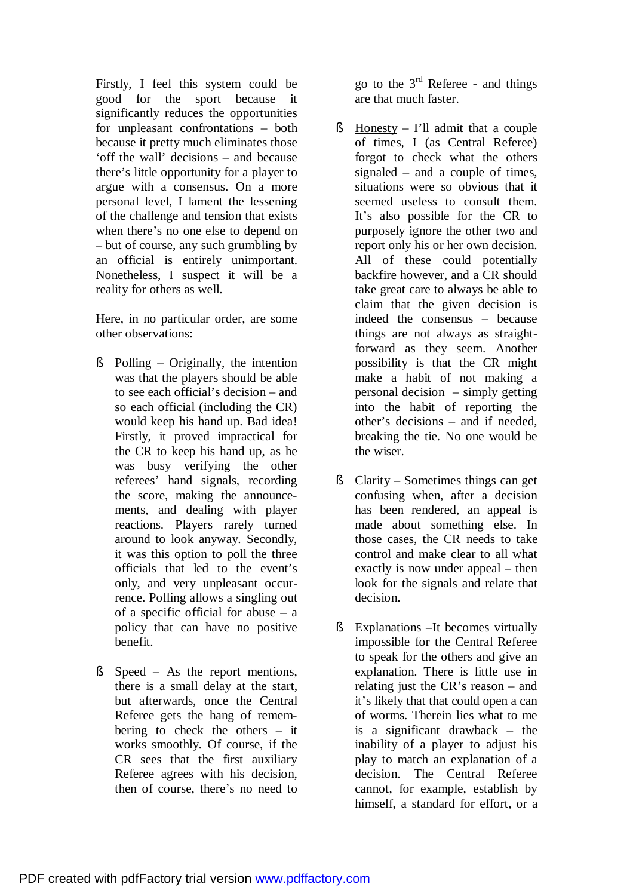Firstly, I feel this system could be good for the sport because it significantly reduces the opportunities for unpleasant confrontations – both because it pretty much eliminates those 'off the wall' decisions – and because there's little opportunity for a player to argue with a consensus. On a more personal level, I lament the lessening of the challenge and tension that exists when there's no one else to depend on – but of course, any such grumbling by an official is entirely unimportant. Nonetheless, I suspect it will be a reality for others as well.

Here, in no particular order, are some other observations:

- Polling – Originally, the intention was that the players should be able to see each official's decision – and so each official (including the CR) would keep his hand up. Bad idea! Firstly, it proved impractical for the CR to keep his hand up, as he was busy verifying the other referees' hand signals, recording the score, making the announcements, and dealing with player reactions. Players rarely turned around to look anyway. Secondly, it was this option to poll the three officials that led to the event's only, and very unpleasant occurrence. Polling allows a singling out of a specific official for abuse – a policy that can have no positive benefit.

- Speed – As the report mentions, there is a small delay at the start, but afterwards, once the Central Referee gets the hang of remembering to check the others – it works smoothly. Of course, if the CR sees that the first auxiliary Referee agrees with his decision, then of course, there's no need to go to the 3rd Referee - and things are that much faster.

- Honesty – I'll admit that a couple of times, I (as Central Referee) forgot to check what the others signaled – and a couple of times, situations were so obvious that it seemed useless to consult them. It's also possible for the CR to purposely ignore the other two and report only his or her own decision. All of these could potentially backfire however, and a CR should take great care to always be able to claim that the given decision is indeed the consensus – because things are not always as straight-forward as they seem. Another possibility is that the CR might make a habit of not making a personal decision – simply getting into the habit of reporting the other's decisions – and if needed, breaking the tie. No one would be the wiser.

- Clarity – Sometimes things can get confusing when, after a decision has been rendered, an appeal is made about something else. In those cases, the CR needs to take control and make clear to all what exactly is now under appeal – then look for the signals and relate that decision.

- Explanations –It becomes virtually impossible for the Central Referee to speak for the others and give an explanation. There is little use in relating just the CR's reason – and it's likely that that could open a can of worms. Therein lies what to me is a significant drawback – the inability of a player to adjust his play to match an explanation of a decision. The Central Referee cannot, for example, establish by himself, a standard for effort, or a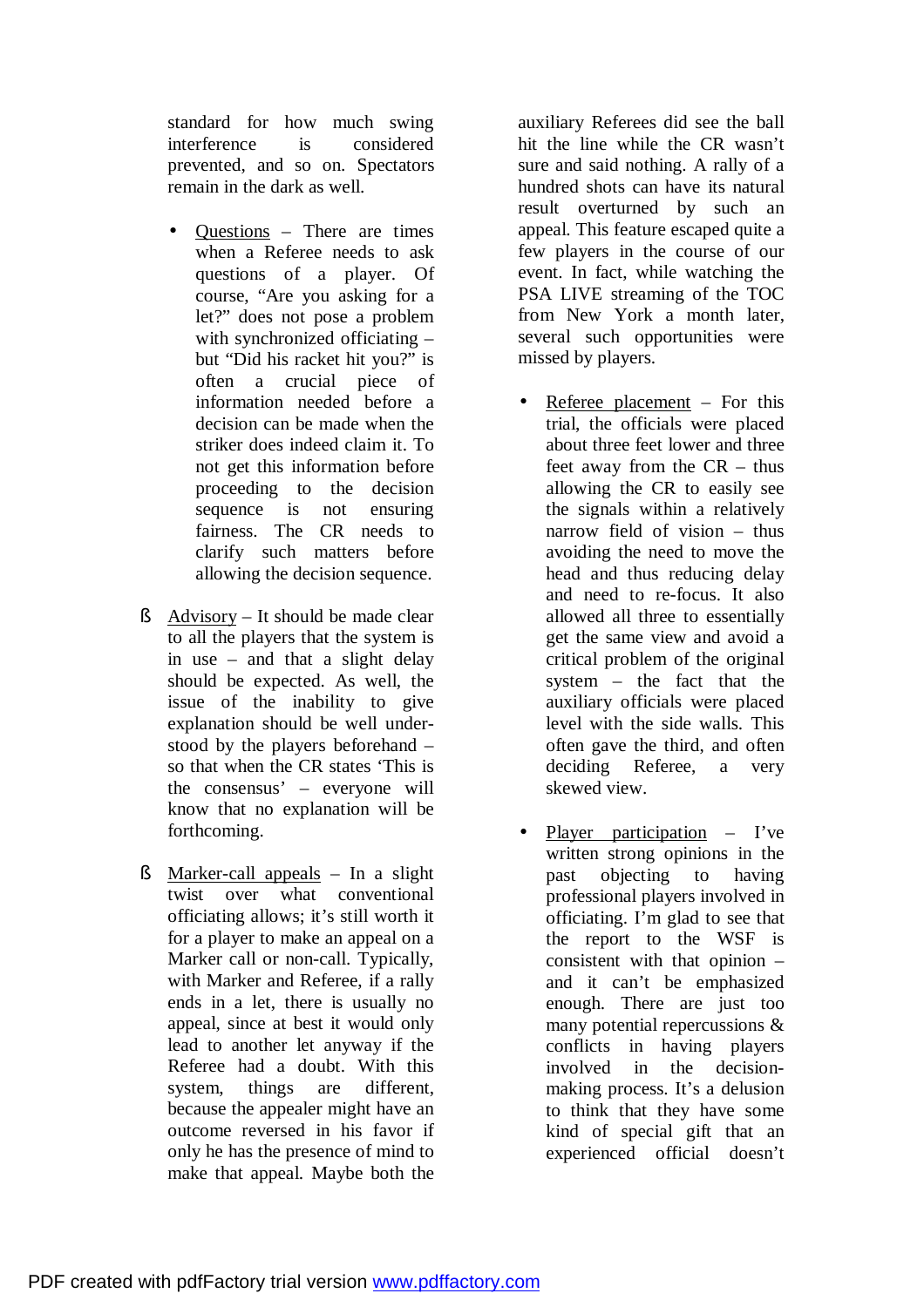standard for how much swing interference is considered prevented, and so on. Spectators remain in the dark as well.

- Questions – There are times when a Referee needs to ask questions of a player. Of course, "Are you asking for a let?" does not pose a problem with synchronized officiating – but "Did his racket hit you?" is often a crucial piece of information needed before a decision can be made when the striker does indeed claim it. To not get this information before proceeding to the decision sequence is not ensuring fairness. The CR needs to clarify such matters before allowing the decision sequence.

§ Advisory – It should be made clear to all the players that the system is in use – and that a slight delay should be expected. As well, the issue of the inability to give explanation should be well understood by the players beforehand – so that when the CR states 'This is the consensus' – everyone will know that no explanation will be forthcoming.

§ Marker-call appeals – In a slight twist over what conventional officiating allows; it's still worth it for a player to make an appeal on a Marker call or non-call. Typically, with Marker and Referee, if a rally ends in a let, there is usually no appeal, since at best it would only lead to another let anyway if the Referee had a doubt. With this system, things are different, because the appealer might have an outcome reversed in his favor if only he has the presence of mind to make that appeal. Maybe both the auxiliary Referees did see the ball hit the line while the CR wasn't sure and said nothing. A rally of a hundred shots can have its natural result overturned by such an appeal. This feature escaped quite a few players in the course of our event. In fact, while watching the PSA LIVE streaming of the TOC from New York a month later, several such opportunities were missed by players.

- Referee placement – For this trial, the officials were placed about three feet lower and three feet away from the CR – thus allowing the CR to easily see the signals within a relatively narrow field of vision – thus avoiding the need to move the head and thus reducing delay and need to re-focus. It also allowed all three to essentially get the same view and avoid a critical problem of the original system – the fact that the auxiliary officials were placed level with the side walls. This often gave the third, and often deciding Referee, a very skewed view.

- Player participation – I've written strong opinions in the past objecting to having professional players involved in officiating. I'm glad to see that the report to the WSF is consistent with that opinion – and it can't be emphasized enough. There are just too many potential repercussions & conflicts in having players involved in the decision-making process. It's a delusion to think that they have some kind of special gift that an experienced official doesn't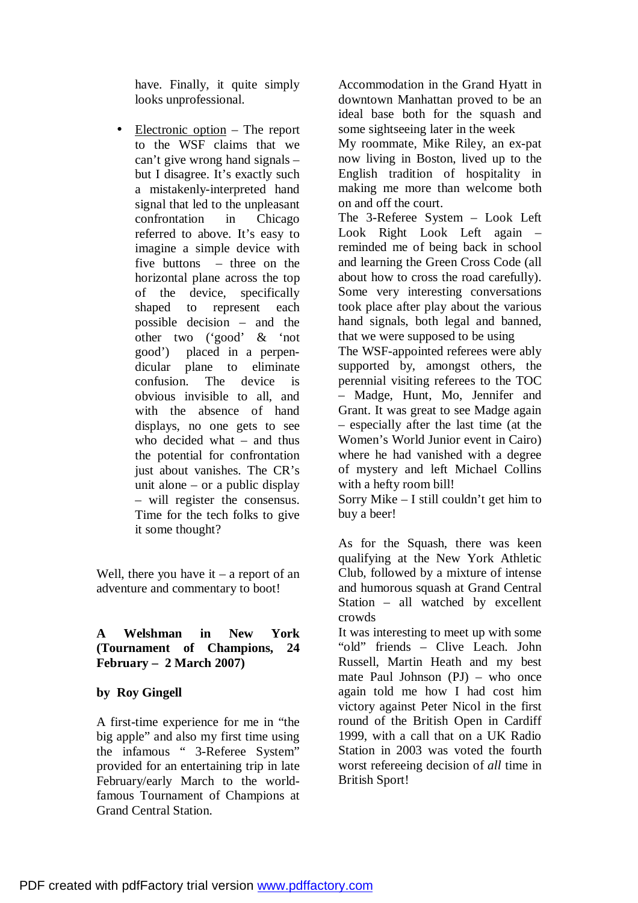have. Finally, it quite simply looks unprofessional.

- Electronic option – The report to the WSF claims that we can't give wrong hand signals – but I disagree. It's exactly such a mistakenly-interpreted hand signal that led to the unpleasant confrontation in Chicago referred to above. It's easy to imagine a simple device with five buttons – three on the horizontal plane across the top of the device, specifically shaped to represent each possible decision – and the other two ('good' & 'not good') placed in a perpendicular plane to eliminate confusion. The device is obvious invisible to all, and with the absence of hand displays, no one gets to see who decided what – and thus the potential for confrontation just about vanishes. The CR's unit alone – or a public display – will register the consensus. Time for the tech folks to give it some thought?

Well, there you have it – a report of an adventure and commentary to boot!

**A Welshman in New York (Tournament of Champions, 24 February – 2 March 2007)**

**by Roy Gingell**

A first-time experience for me in "the big apple" and also my first time using the infamous " 3-Referee System" provided for an entertaining trip in late February/early March to the world-famous Tournament of Champions at Grand Central Station.

Accommodation in the Grand Hyatt in downtown Manhattan proved to be an ideal base both for the squash and some sightseeing later in the week

My roommate, Mike Riley, an ex-pat now living in Boston, lived up to the English tradition of hospitality in making me more than welcome both on and off the court.

The 3-Referee System – Look Left Look Right Look Left again – reminded me of being back in school and learning the Green Cross Code (all about how to cross the road carefully). Some very interesting conversations took place after play about the various hand signals, both legal and banned, that we were supposed to be using

The WSF-appointed referees were ably supported by, amongst others, the perennial visiting referees to the TOC – Madge, Hunt, Mo, Jennifer and Grant. It was great to see Madge again – especially after the last time (at the Women's World Junior event in Cairo) where he had vanished with a degree of mystery and left Michael Collins with a hefty room bill!

Sorry Mike – I still couldn't get him to buy a beer!

As for the Squash, there was keen qualifying at the New York Athletic Club, followed by a mixture of intense and humorous squash at Grand Central Station – all watched by excellent crowds

It was interesting to meet up with some "old" friends – Clive Leach. John Russell, Martin Heath and my best mate Paul Johnson (PJ) – who once again told me how I had cost him victory against Peter Nicol in the first round of the British Open in Cardiff 1999, with a call that on a UK Radio Station in 2003 was voted the fourth worst refereeing decision of *all* time in British Sport!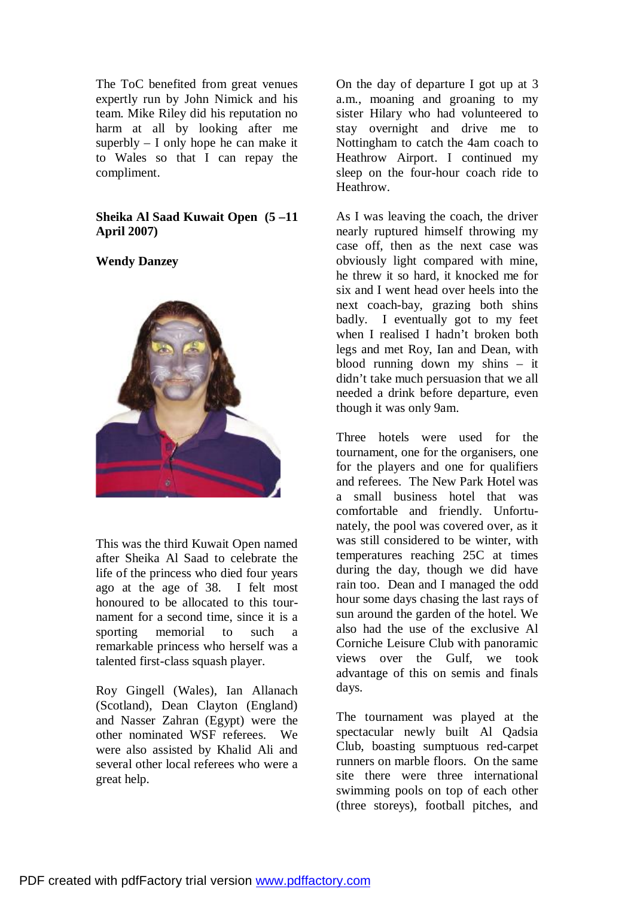The ToC benefited from great venues expertly run by John Nimick and his team. Mike Riley did his reputation no harm at all by looking after me superbly – I only hope he can make it to Wales so that I can repay the compliment.

**Sheika Al Saad Kuwait Open (5 –11 April 2007)**

**Wendy Danzey**

This was the third Kuwait Open named after Sheika Al Saad to celebrate the life of the princess who died four years ago at the age of 38. I felt most honoured to be allocated to this tournament for a second time, since it is a sporting memorial to such a remarkable princess who herself was a talented first-class squash player.

Roy Gingell (Wales), Ian Allanach (Scotland), Dean Clayton (England) and Nasser Zahran (Egypt) were the other nominated WSF referees. We were also assisted by Khalid Ali and several other local referees who were a great help.

On the day of departure I got up at 3 a.m., moaning and groaning to my sister Hilary who had volunteered to stay overnight and drive me to Nottingham to catch the 4am coach to Heathrow Airport. I continued my sleep on the four-hour coach ride to Heathrow.

As I was leaving the coach, the driver nearly ruptured himself throwing my case off, then as the next case was obviously light compared with mine, he threw it so hard, it knocked me for six and I went head over heels into the next coach-bay, grazing both shins badly. I eventually got to my feet when I realised I hadn't broken both legs and met Roy, Ian and Dean, with blood running down my shins – it didn't take much persuasion that we all needed a drink before departure, even though it was only 9am.

Three hotels were used for the tournament, one for the organisers, one for the players and one for qualifiers and referees. The New Park Hotel was a small business hotel that was comfortable and friendly. Unfortunately, the pool was covered over, as it was still considered to be winter, with temperatures reaching 25C at times during the day, though we did have rain too. Dean and I managed the odd hour some days chasing the last rays of sun around the garden of the hotel. We also had the use of the exclusive Al Corniche Leisure Club with panoramic views over the Gulf, we took advantage of this on semis and finals days.

The tournament was played at the spectacular newly built Al Qadsia Club, boasting sumptuous red-carpet runners on marble floors. On the same site there were three international swimming pools on top of each other (three storeys), football pitches, and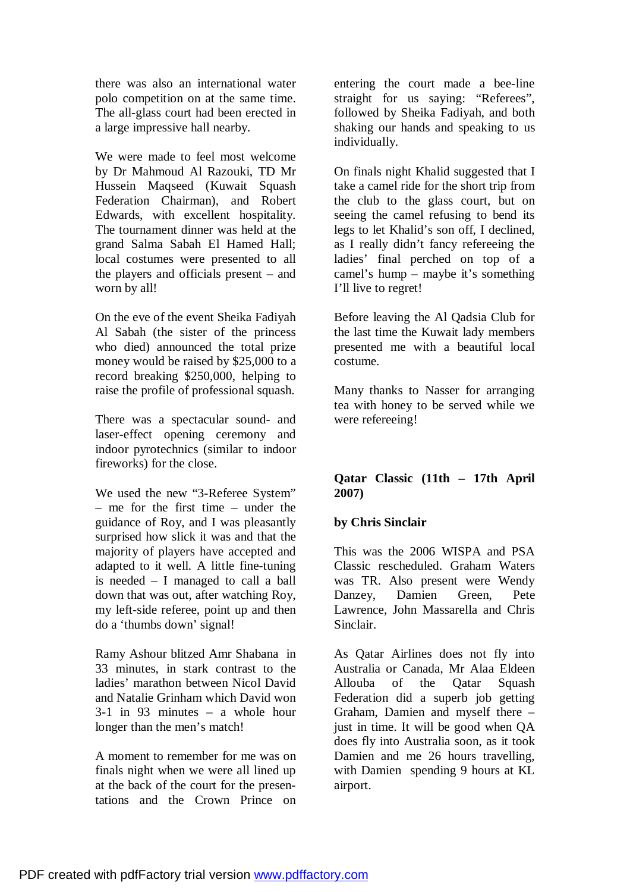there was also an international water polo competition on at the same time. The all-glass court had been erected in a large impressive hall nearby.

We were made to feel most welcome by Dr Mahmoud Al Razouki, TD Mr Hussein Maqseed (Kuwait Squash Federation Chairman), and Robert Edwards, with excellent hospitality. The tournament dinner was held at the grand Salma Sabah El Hamed Hall; local costumes were presented to all the players and officials present – and worn by all!

On the eve of the event Sheika Fadiyah Al Sabah (the sister of the princess who died) announced the total prize money would be raised by $25,000 to a record breaking $250,000, helping to raise the profile of professional squash.

There was a spectacular sound- and laser-effect opening ceremony and indoor pyrotechnics (similar to indoor fireworks) for the close.

We used the new "3-Referee System" – me for the first time – under the guidance of Roy, and I was pleasantly surprised how slick it was and that the majority of players have accepted and adapted to it well. A little fine-tuning is needed – I managed to call a ball down that was out, after watching Roy, my left-side referee, point up and then do a 'thumbs down' signal!

Ramy Ashour blitzed Amr Shabana in 33 minutes, in stark contrast to the ladies' marathon between Nicol David and Natalie Grinham which David won 3-1 in 93 minutes – a whole hour longer than the men's match!

A moment to remember for me was on finals night when we were all lined up at the back of the court for the presentations and the Crown Prince on entering the court made a bee-line straight for us saying: "Referees", followed by Sheika Fadiyah, and both shaking our hands and speaking to us individually.

On finals night Khalid suggested that I take a camel ride for the short trip from the club to the glass court, but on seeing the camel refusing to bend its legs to let Khalid's son off, I declined, as I really didn't fancy refereeing the ladies' final perched on top of a camel's hump – maybe it's something I'll live to regret!

Before leaving the Al Qadsia Club for the last time the Kuwait lady members presented me with a beautiful local costume.

Many thanks to Nasser for arranging tea with honey to be served while we were refereeing!

**Qatar Classic (11th – 17th April 2007)**

**by Chris Sinclair**

This was the 2006 WISPA and PSA Classic rescheduled. Graham Waters was TR. Also present were Wendy Danzey, Damien Green, Pete Lawrence, John Massarella and Chris Sinclair.

As Qatar Airlines does not fly into Australia or Canada, Mr Alaa Eldeen Allouba of the Qatar Squash Federation did a superb job getting Graham, Damien and myself there – just in time. It will be good when QA does fly into Australia soon, as it took Damien and me 26 hours travelling, with Damien spending 9 hours at KL airport.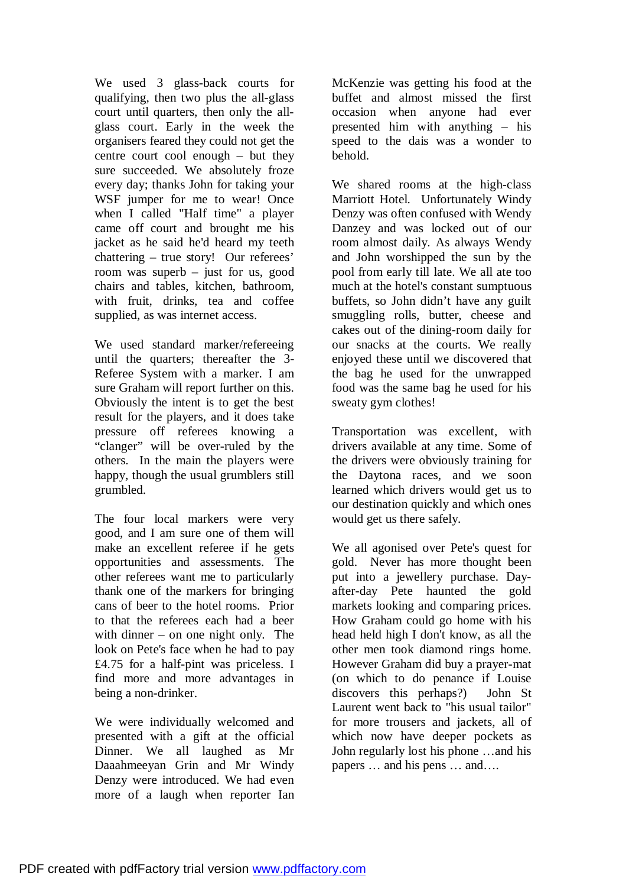We used 3 glass-back courts for qualifying, then two plus the all-glass court until quarters, then only the all-glass court. Early in the week the organisers feared they could not get the centre court cool enough – but they sure succeeded. We absolutely froze every day; thanks John for taking your WSF jumper for me to wear! Once when I called "Half time" a player came off court and brought me his jacket as he said he'd heard my teeth chattering – true story! Our referees' room was superb – just for us, good chairs and tables, kitchen, bathroom, with fruit, drinks, tea and coffee supplied, as was internet access.

We used standard marker/refereeing until the quarters; thereafter the 3-Referee System with a marker. I am sure Graham will report further on this. Obviously the intent is to get the best result for the players, and it does take pressure off referees knowing a "clanger" will be over-ruled by the others. In the main the players were happy, though the usual grumblers still grumbled.

The four local markers were very good, and I am sure one of them will make an excellent referee if he gets opportunities and assessments. The other referees want me to particularly thank one of the markers for bringing cans of beer to the hotel rooms. Prior to that the referees each had a beer with dinner – on one night only. The look on Pete's face when he had to pay £4.75 for a half-pint was priceless. I find more and more advantages in being a non-drinker.

We were individually welcomed and presented with a gift at the official Dinner. We all laughed as Mr Daaahmeeyan Grin and Mr Windy Denzy were introduced. We had even more of a laugh when reporter Ian McKenzie was getting his food at the buffet and almost missed the first occasion when anyone had ever presented him with anything – his speed to the dais was a wonder to behold.

We shared rooms at the high-class Marriott Hotel. Unfortunately Windy Denzy was often confused with Wendy Danzey and was locked out of our room almost daily. As always Wendy and John worshipped the sun by the pool from early till late. We all ate too much at the hotel's constant sumptuous buffets, so John didn't have any guilt smuggling rolls, butter, cheese and cakes out of the dining-room daily for our snacks at the courts. We really enjoyed these until we discovered that the bag he used for the unwrapped food was the same bag he used for his sweaty gym clothes!

Transportation was excellent, with drivers available at any time. Some of the drivers were obviously training for the Daytona races, and we soon learned which drivers would get us to our destination quickly and which ones would get us there safely.

We all agonised over Pete's quest for gold. Never has more thought been put into a jewellery purchase. Day-after-day Pete haunted the gold markets looking and comparing prices. How Graham could go home with his head held high I don't know, as all the other men took diamond rings home. However Graham did buy a prayer-mat (on which to do penance if Louise discovers this perhaps?) John St Laurent went back to "his usual tailor" for more trousers and jackets, all of which now have deeper pockets as John regularly lost his phone …and his papers … and his pens … and….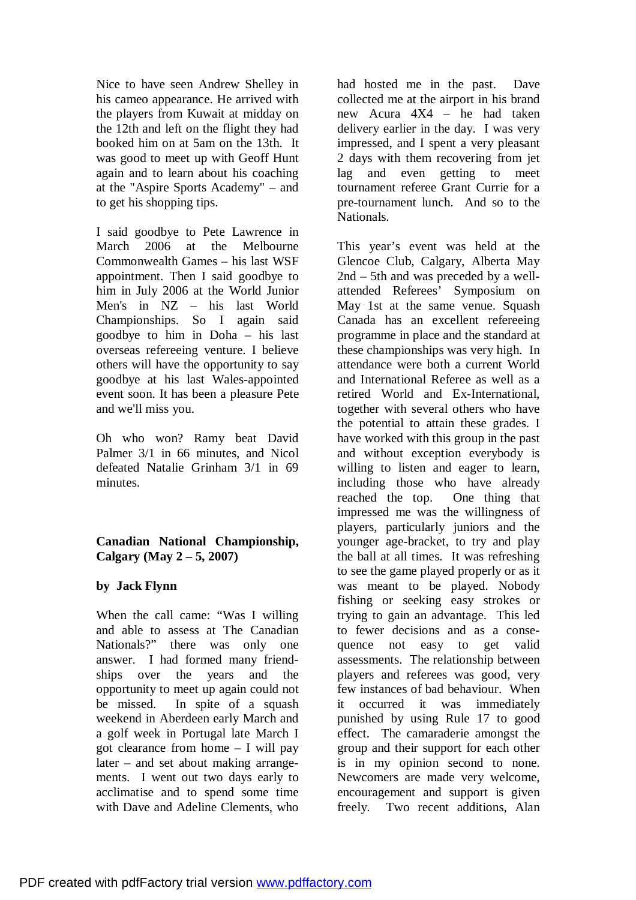Nice to have seen Andrew Shelley in his cameo appearance. He arrived with the players from Kuwait at midday on the 12th and left on the flight they had booked him on at 5am on the 13th. It was good to meet up with Geoff Hunt again and to learn about his coaching at the "Aspire Sports Academy" – and to get his shopping tips.

I said goodbye to Pete Lawrence in March 2006 at the Melbourne Commonwealth Games – his last WSF appointment. Then I said goodbye to him in July 2006 at the World Junior Men's in NZ – his last World Championships. So I again said goodbye to him in Doha – his last overseas refereeing venture. I believe others will have the opportunity to say goodbye at his last Wales-appointed event soon. It has been a pleasure Pete and we'll miss you.

Oh who won? Ramy beat David Palmer 3/1 in 66 minutes, and Nicol defeated Natalie Grinham 3/1 in 69 minutes.

## Canadian National Championship, Calgary (May 2 – 5, 2007)

**by Jack Flynn**

When the call came: "Was I willing and able to assess at The Canadian Nationals?" there was only one answer. I had formed many friendships over the years and the opportunity to meet up again could not be missed. In spite of a squash weekend in Aberdeen early March and a golf week in Portugal late March I got clearance from home – I will pay later – and set about making arrangements. I went out two days early to acclimatise and to spend some time with Dave and Adeline Clements, who had hosted me in the past. Dave collected me at the airport in his brand new Acura 4X4 – he had taken delivery earlier in the day. I was very impressed, and I spent a very pleasant 2 days with them recovering from jet lag and even getting to meet tournament referee Grant Currie for a pre-tournament lunch. And so to the Nationals.

This year's event was held at the Glencoe Club, Calgary, Alberta May 2nd – 5th and was preceded by a well-attended Referees' Symposium on May 1st at the same venue. Squash Canada has an excellent refereeing programme in place and the standard at these championships was very high. In attendance were both a current World and International Referee as well as a retired World and Ex-International, together with several others who have the potential to attain these grades. I have worked with this group in the past and without exception everybody is willing to listen and eager to learn, including those who have already reached the top. One thing that impressed me was the willingness of players, particularly juniors and the younger age-bracket, to try and play the ball at all times. It was refreshing to see the game played properly or as it was meant to be played. Nobody fishing or seeking easy strokes or trying to gain an advantage. This led to fewer decisions and as a consequence not easy to get valid assessments. The relationship between players and referees was good, very few instances of bad behaviour. When it occurred it was immediately punished by using Rule 17 to good effect. The camaraderie amongst the group and their support for each other is in my opinion second to none. Newcomers are made very welcome, encouragement and support is given freely. Two recent additions, Alan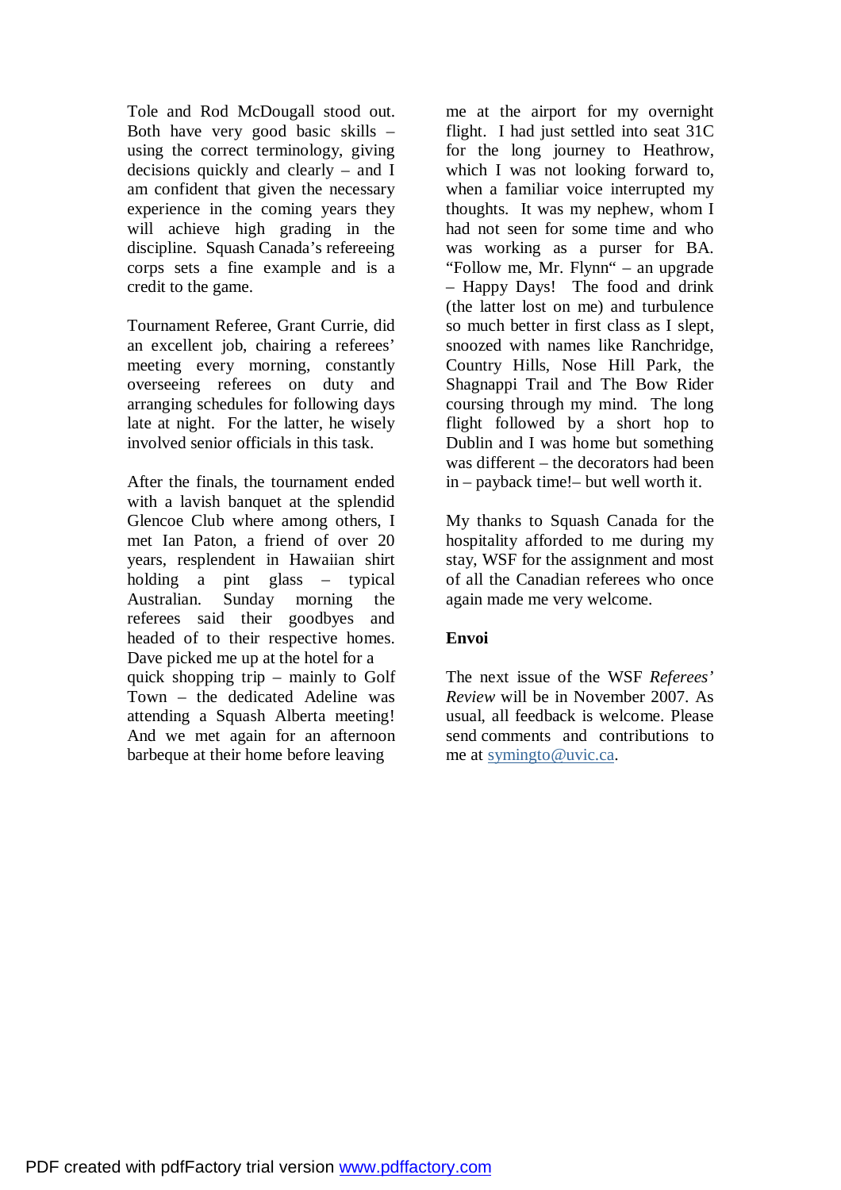Tole and Rod McDougall stood out. Both have very good basic skills – using the correct terminology, giving decisions quickly and clearly – and I am confident that given the necessary experience in the coming years they will achieve high grading in the discipline. Squash Canada's refereeing corps sets a fine example and is a credit to the game.

Tournament Referee, Grant Currie, did an excellent job, chairing a referees' meeting every morning, constantly overseeing referees on duty and arranging schedules for following days late at night. For the latter, he wisely involved senior officials in this task.

After the finals, the tournament ended with a lavish banquet at the splendid Glencoe Club where among others, I met Ian Paton, a friend of over 20 years, resplendent in Hawaiian shirt holding a pint glass – typical Australian. Sunday morning the referees said their goodbyes and headed of to their respective homes. Dave picked me up at the hotel for a quick shopping trip – mainly to Golf Town – the dedicated Adeline was attending a Squash Alberta meeting! And we met again for an afternoon barbeque at their home before leaving me at the airport for my overnight flight. I had just settled into seat 31C for the long journey to Heathrow, which I was not looking forward to, when a familiar voice interrupted my thoughts. It was my nephew, whom I had not seen for some time and who was working as a purser for BA. "Follow me, Mr. Flynn" – an upgrade – Happy Days! The food and drink (the latter lost on me) and turbulence so much better in first class as I slept, snoozed with names like Ranchridge, Country Hills, Nose Hill Park, the Shagnappi Trail and The Bow Rider coursing through my mind. The long flight followed by a short hop to Dublin and I was home but something was different – the decorators had been in – payback time!– but well worth it.

My thanks to Squash Canada for the hospitality afforded to me during my stay, WSF for the assignment and most of all the Canadian referees who once again made me very welcome.

**Envoi**

The next issue of the WSF *Referees' Review* will be in November 2007. As usual, all feedback is welcome. Please send comments and contributions to me at symingto@uvic.ca.